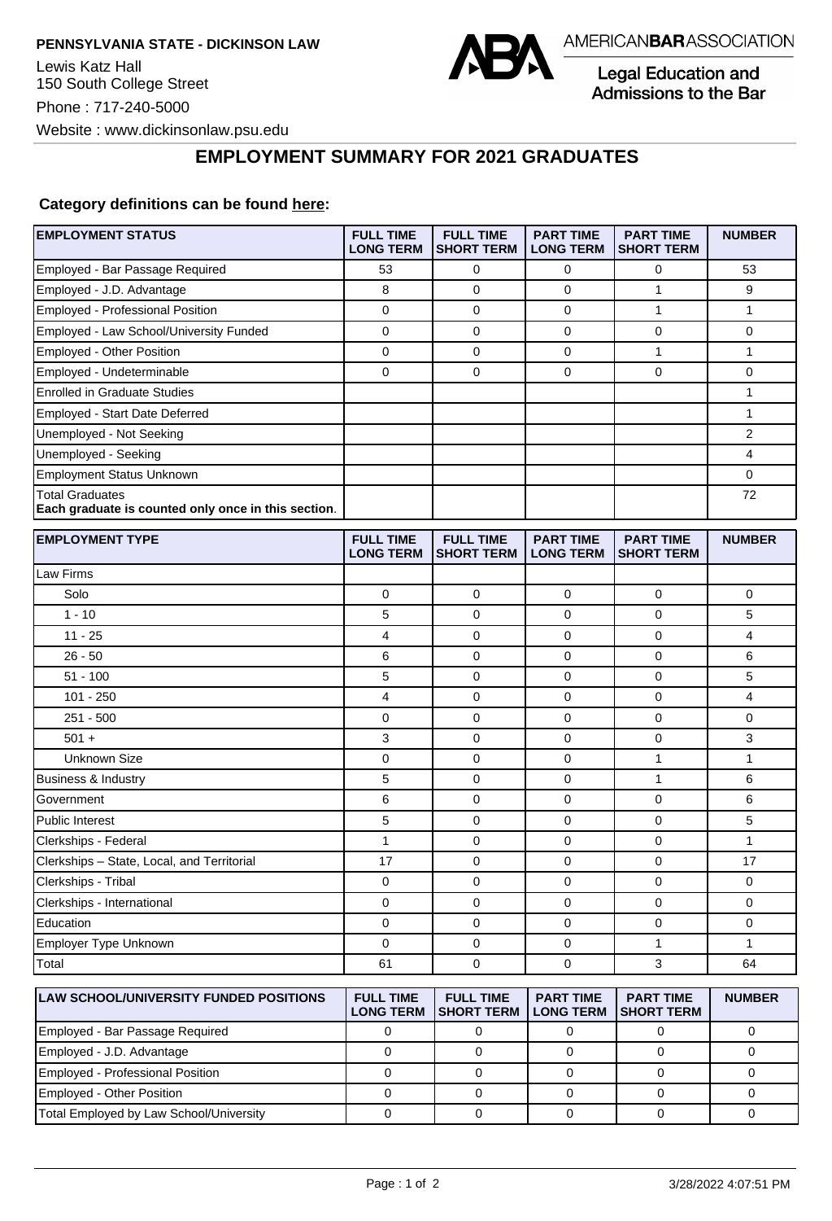**PENNSYLVANIA STATE - DICKINSON LAW**

Lewis Katz Hall
150 South College Street

Phone : 717-240-5000

Website : www.dickinsonlaw.psu.edu

AMERICAN**BAR**ASSOCIATION

Legal Education and Admissions to the Bar

## EMPLOYMENT SUMMARY FOR 2021 GRADUATES

**Category definitions can be found here:**

| EMPLOYMENT STATUS | FULL TIME LONG TERM | FULL TIME SHORT TERM | PART TIME LONG TERM | PART TIME SHORT TERM | NUMBER |
|---|---|---|---|---|---|
| Employed - Bar Passage Required | 53 | 0 | 0 | 0 | 53 |
| Employed - J.D. Advantage | 8 | 0 | 0 | 1 | 9 |
| Employed - Professional Position | 0 | 0 | 0 | 1 | 1 |
| Employed - Law School/University Funded | 0 | 0 | 0 | 0 | 0 |
| Employed - Other Position | 0 | 0 | 0 | 1 | 1 |
| Employed - Undeterminable | 0 | 0 | 0 | 0 | 0 |
| Enrolled in Graduate Studies | | | | | 1 |
| Employed - Start Date Deferred | | | | | 1 |
| Unemployed - Not Seeking | | | | | 2 |
| Unemployed - Seeking | | | | | 4 |
| Employment Status Unknown | | | | | 0 |
| Total Graduates **Each graduate is counted only once in this section**. | | | | | 72 |

| EMPLOYMENT TYPE | FULL TIME LONG TERM | FULL TIME SHORT TERM | PART TIME LONG TERM | PART TIME SHORT TERM | NUMBER |
|---|---|---|---|---|---|
| Law Firms | | | | | |
| Solo | 0 | 0 | 0 | 0 | 0 |
| 1 - 10 | 5 | 0 | 0 | 0 | 5 |
| 11 - 25 | 4 | 0 | 0 | 0 | 4 |
| 26 - 50 | 6 | 0 | 0 | 0 | 6 |
| 51 - 100 | 5 | 0 | 0 | 0 | 5 |
| 101 - 250 | 4 | 0 | 0 | 0 | 4 |
| 251 - 500 | 0 | 0 | 0 | 0 | 0 |
| 501 + | 3 | 0 | 0 | 0 | 3 |
| Unknown Size | 0 | 0 | 0 | 1 | 1 |
| Business & Industry | 5 | 0 | 0 | 1 | 6 |
| Government | 6 | 0 | 0 | 0 | 6 |
| Public Interest | 5 | 0 | 0 | 0 | 5 |
| Clerkships - Federal | 1 | 0 | 0 | 0 | 1 |
| Clerkships – State, Local, and Territorial | 17 | 0 | 0 | 0 | 17 |
| Clerkships - Tribal | 0 | 0 | 0 | 0 | 0 |
| Clerkships - International | 0 | 0 | 0 | 0 | 0 |
| Education | 0 | 0 | 0 | 0 | 0 |
| Employer Type Unknown | 0 | 0 | 0 | 1 | 1 |
| Total | 61 | 0 | 0 | 3 | 64 |

| LAW SCHOOL/UNIVERSITY FUNDED POSITIONS | FULL TIME LONG TERM | FULL TIME SHORT TERM | PART TIME LONG TERM | PART TIME SHORT TERM | NUMBER |
|---|---|---|---|---|---|
| Employed - Bar Passage Required | 0 | 0 | 0 | 0 | 0 |
| Employed - J.D. Advantage | 0 | 0 | 0 | 0 | 0 |
| Employed - Professional Position | 0 | 0 | 0 | 0 | 0 |
| Employed - Other Position | 0 | 0 | 0 | 0 | 0 |
| Total Employed by Law School/University | 0 | 0 | 0 | 0 | 0 |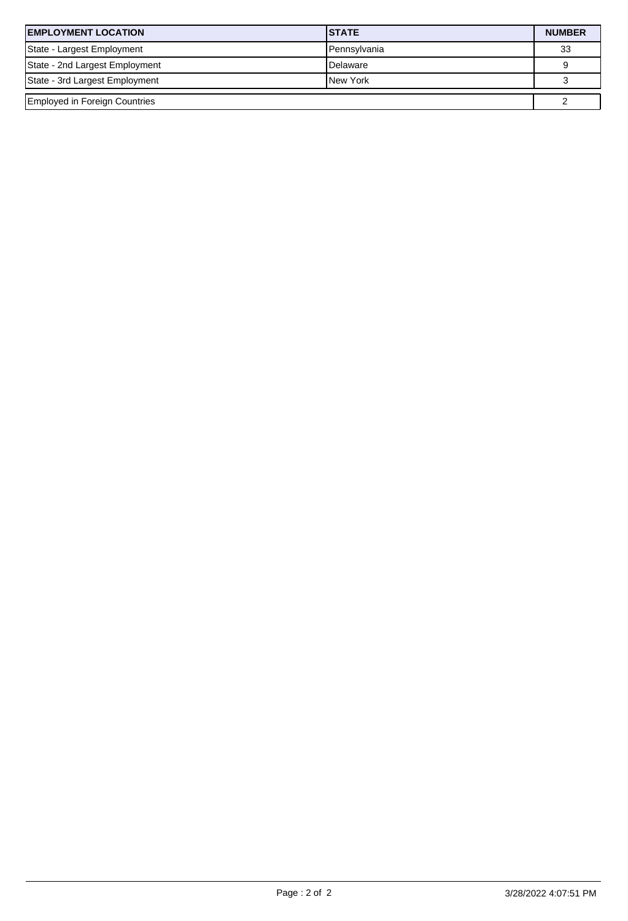| EMPLOYMENT LOCATION | STATE | NUMBER |
|---|---|---|
| State - Largest Employment | Pennsylvania | 33 |
| State - 2nd Largest Employment | Delaware | 9 |
| State - 3rd Largest Employment | New York | 3 |
| Employed in Foreign Countries | | 2 |